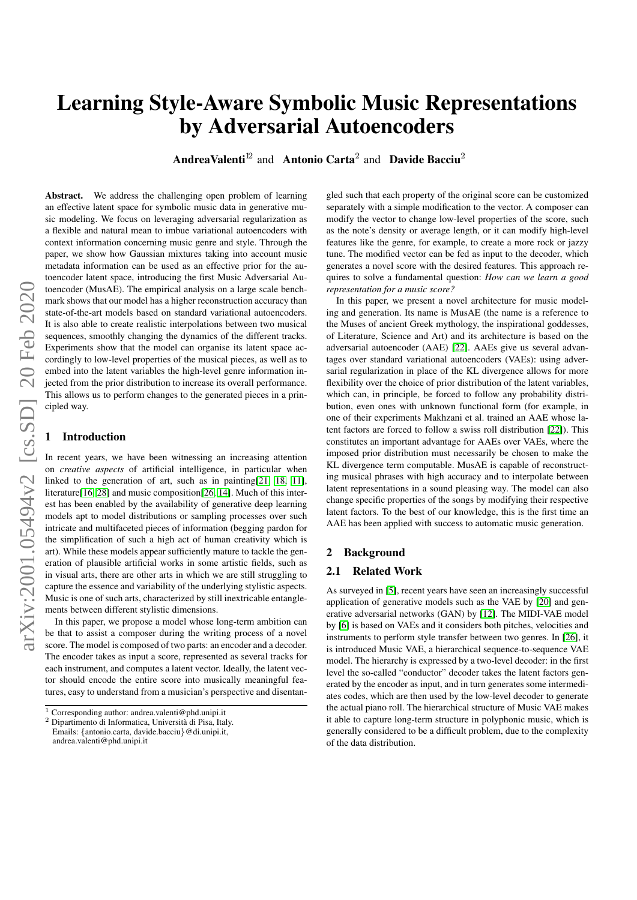# Learning Style-Aware Symbolic Music Representations by Adversarial Autoencoders

**AndreaValenti**[1,2] and **Antonio Carta**[2] and **Davide Bacciu**[2]

**Abstract.** We address the challenging open problem of learning an effective latent space for symbolic music data in generative music modeling. We focus on leveraging adversarial regularization as a flexible and natural mean to imbue variational autoencoders with context information concerning music genre and style. Through the paper, we show how Gaussian mixtures taking into account music metadata information can be used as an effective prior for the autoencoder latent space, introducing the first Music Adversarial Autoencoder (MusAE). The empirical analysis on a large scale benchmark shows that our model has a higher reconstruction accuracy than state-of-the-art models based on standard variational autoencoders. It is also able to create realistic interpolations between two musical sequences, smoothly changing the dynamics of the different tracks. Experiments show that the model can organise its latent space accordingly to low-level properties of the musical pieces, as well as to embed into the latent variables the high-level genre information injected from the prior distribution to increase its overall performance. This allows us to perform changes to the generated pieces in a principled way.

## 1 Introduction

In recent years, we have been witnessing an increasing attention on *creative aspects* of artificial intelligence, in particular when linked to the generation of art, such as in painting[21, 18, 11], literature[16, 28] and music composition[26, 14]. Much of this interest has been enabled by the availability of generative deep learning models apt to model distributions or sampling processes over such intricate and multifaceted pieces of information (begging pardon for the simplification of such a high act of human creativity which is art). While these models appear sufficiently mature to tackle the generation of plausible artificial works in some artistic fields, such as in visual arts, there are other arts in which we are still struggling to capture the essence and variability of the underlying stylistic aspects. Music is one of such arts, characterized by still inextricable entanglements between different stylistic dimensions.

In this paper, we propose a model whose long-term ambition can be that to assist a composer during the writing process of a novel score. The model is composed of two parts: an encoder and a decoder. The encoder takes as input a score, represented as several tracks for each instrument, and computes a latent vector. Ideally, the latent vector should encode the entire score into musically meaningful features, easy to understand from a musician's perspective and disentangled such that each property of the original score can be customized separately with a simple modification to the vector. A composer can modify the vector to change low-level properties of the score, such as the note's density or average length, or it can modify high-level features like the genre, for example, to create a more rock or jazzy tune. The modified vector can be fed as input to the decoder, which generates a novel score with the desired features. This approach requires to solve a fundamental question: *How can we learn a good representation for a music score?*

In this paper, we present a novel architecture for music modeling and generation. Its name is MusAE (the name is a reference to the Muses of ancient Greek mythology, the inspirational goddesses, of Literature, Science and Art) and its architecture is based on the adversarial autoencoder (AAE) [22]. AAEs give us several advantages over standard variational autoencoders (VAEs): using adversarial regularization in place of the KL divergence allows for more flexibility over the choice of prior distribution of the latent variables, which can, in principle, be forced to follow any probability distribution, even ones with unknown functional form (for example, in one of their experiments Makhzani et al. trained an AAE whose latent factors are forced to follow a swiss roll distribution [22]). This constitutes an important advantage for AAEs over VAEs, where the imposed prior distribution must necessarily be chosen to make the KL divergence term computable. MusAE is capable of reconstructing musical phrases with high accuracy and to interpolate between latent representations in a sound pleasing way. The model can also change specific properties of the songs by modifying their respective latent factors. To the best of our knowledge, this is the first time an AAE has been applied with success to automatic music generation.

## 2 Background

### 2.1 Related Work

As surveyed in [5], recent years have seen an increasingly successful application of generative models such as the VAE by [20] and generative adversarial networks (GAN) by [12]. The MIDI-VAE model by [6] is based on VAEs and it considers both pitches, velocities and instruments to perform style transfer between two genres. In [26], it is introduced Music VAE, a hierarchical sequence-to-sequence VAE model. The hierarchy is expressed by a two-level decoder: in the first level the so-called "conductor" decoder takes the latent factors generated by the encoder as input, and in turn generates some intermediates codes, which are then used by the low-level decoder to generate the actual piano roll. The hierarchical structure of Music VAE makes it able to capture long-term structure in polyphonic music, which is generally considered to be a difficult problem, due to the complexity of the data distribution.

[1] Corresponding author: andrea.valenti@phd.unipi.it
[2] Dipartimento di Informatica, Università di Pisa, Italy. Emails: {antonio.carta, davide.bacciu}@di.unipi.it, andrea.valenti@phd.unipi.it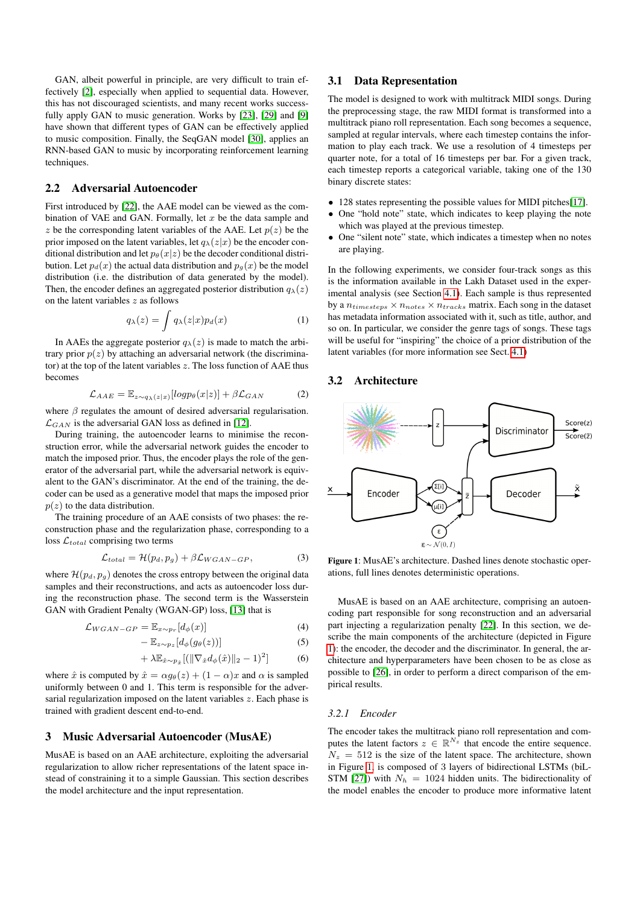GAN, albeit powerful in principle, are very difficult to train effectively [2], especially when applied to sequential data. However, this has not discouraged scientists, and many recent works successfully apply GAN to music generation. Works by [23], [29] and [9] have shown that different types of GAN can be effectively applied to music composition. Finally, the SeqGAN model [30], applies an RNN-based GAN to music by incorporating reinforcement learning techniques.

## 2.2 Adversarial Autoencoder

First introduced by [22], the AAE model can be viewed as the combination of VAE and GAN. Formally, let $x$ be the data sample and $z$ be the corresponding latent variables of the AAE. Let $p(z)$ be the prior imposed on the latent variables, let $q_\lambda(z|x)$ be the encoder conditional distribution and let $p_\theta(x|z)$ be the decoder conditional distribution. Let $p_d(x)$ the actual data distribution and $p_g(x)$ be the model distribution (i.e. the distribution of data generated by the model). Then, the encoder defines an aggregated posterior distribution $q_\lambda(z)$ on the latent variables $z$ as follows

$$q_\lambda(z) = \int q_\lambda(z|x)p_d(x) \tag{1}$$

In AAEs the aggregate posterior $q_\lambda(z)$ is made to match the arbitrary prior $p(z)$ by attaching an adversarial network (the discriminator) at the top of the latent variables $z$. The loss function of AAE thus becomes

$$\mathcal{L}_{AAE} = \mathbb{E}_{z \sim q_\lambda(z|x)}[logp_\theta(x|z)] + \beta \mathcal{L}_{GAN} \tag{2}$$

where $\beta$ regulates the amount of desired adversarial regularisation. $\mathcal{L}_{GAN}$ is the adversarial GAN loss as defined in [12].

During training, the autoencoder learns to minimise the reconstruction error, while the adversarial network guides the encoder to match the imposed prior. Thus, the encoder plays the role of the generator of the adversarial part, while the adversarial network is equivalent to the GAN's discriminator. At the end of the training, the decoder can be used as a generative model that maps the imposed prior $p(z)$ to the data distribution.

The training procedure of an AAE consists of two phases: the reconstruction phase and the regularization phase, corresponding to a loss $\mathcal{L}_{total}$ comprising two terms

$$\mathcal{L}_{total} = \mathcal{H}(p_d, p_g) + \beta \mathcal{L}_{WGAN-GP}, \tag{3}$$

where $\mathcal{H}(p_d, p_g)$ denotes the cross entropy between the original data samples and their reconstructions, and acts as autoencoder loss during the reconstruction phase. The second term is the Wasserstein GAN with Gradient Penalty (WGAN-GP) loss, [13] that is

$$\mathcal{L}_{WGAN-GP} = \mathbb{E}_{x \sim p_r}[d_\phi(x)] \tag{4}$$

$$- \mathbb{E}_{z \sim p_z}[d_\phi(g_\theta(z))] \tag{5}$$

$$+ \lambda \mathbb{E}_{\hat{x} \sim p_{\hat{x}}}[(\|\nabla_{\hat{x}} d_\phi(\hat{x})\|_2 - 1)^2] \tag{6}$$

where $\hat{x}$ is computed by $\hat{x} = \alpha g_\theta(z) + (1-\alpha)x$ and $\alpha$ is sampled uniformly between 0 and 1. This term is responsible for the adversarial regularization imposed on the latent variables $z$. Each phase is trained with gradient descent end-to-end.

# 3 Music Adversarial Autoencoder (MusAE)

MusAE is based on an AAE architecture, exploiting the adversarial regularization to allow richer representations of the latent space instead of constraining it to a simple Gaussian. This section describes the model architecture and the input representation.

## 3.1 Data Representation

The model is designed to work with multitrack MIDI songs. During the preprocessing stage, the raw MIDI format is transformed into a multitrack piano roll representation. Each song becomes a sequence, sampled at regular intervals, where each timestep contains the information to play each track. We use a resolution of 4 timesteps per quarter note, for a total of 16 timesteps per bar. For a given track, each timestep reports a categorical variable, taking one of the 130 binary discrete states:

- 128 states representing the possible values for MIDI pitches[17].
- One "hold note" state, which indicates to keep playing the note which was played at the previous timestep.
- One "silent note" state, which indicates a timestep when no notes are playing.

In the following experiments, we consider four-track songs as this is the information available in the Lakh Dataset used in the experimental analysis (see Section 4.1). Each sample is thus represented by a $n_{timesteps} \times n_{notes} \times n_{tracks}$ matrix. Each song in the dataset has metadata information associated with it, such as title, author, and so on. In particular, we consider the genre tags of songs. These tags will be useful for "inspiring" the choice of a prior distribution of the latent variables (for more information see Sect. 4.1)

## 3.2 Architecture

**Figure 1**: MusAE's architecture. Dashed lines denote stochastic operations, full lines denotes deterministic operations.

MusAE is based on an AAE architecture, comprising an autoencoding part responsible for song reconstruction and an adversarial part injecting a regularization penalty [22]. In this section, we describe the main components of the architecture (depicted in Figure 1): the encoder, the decoder and the discriminator. In general, the architecture and hyperparameters have been chosen to be as close as possible to [26], in order to perform a direct comparison of the empirical results.

### 3.2.1 Encoder

The encoder takes the multitrack piano roll representation and computes the latent factors $z \in \mathbb{R}^{N_z}$ that encode the entire sequence. $N_z = 512$ is the size of the latent space. The architecture, shown in Figure 1, is composed of 3 layers of bidirectional LSTMs (biLSTM [27]) with $N_h = 1024$ hidden units. The bidirectionality of the model enables the encoder to produce more informative latent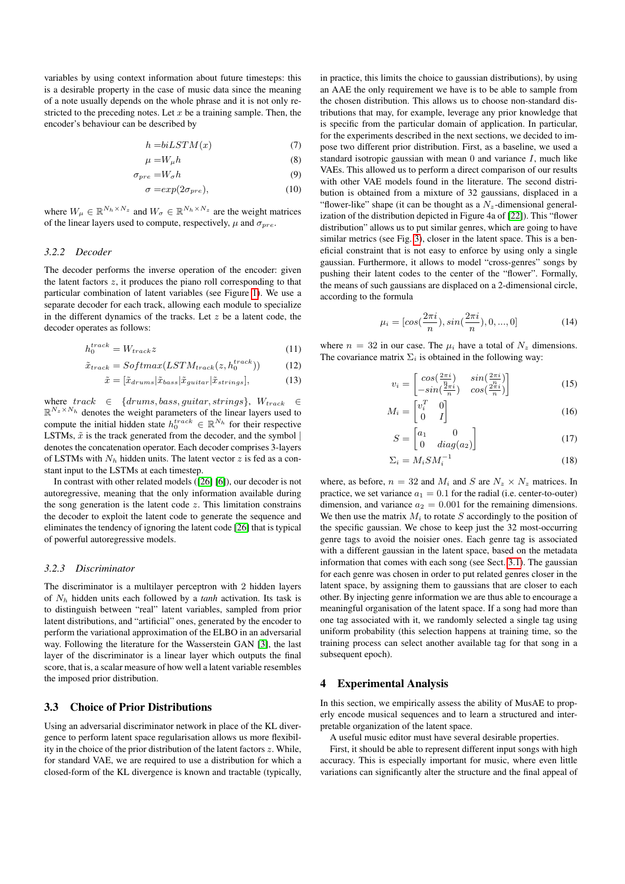variables by using context information about future timesteps: this is a desirable property in the case of music data since the meaning of a note usually depends on the whole phrase and it is not only restricted to the preceding notes. Let $x$ be a training sample. Then, the encoder's behaviour can be described by

$$
\begin{aligned}
h =& biLSTM(x) \quad (7)\\
\mu =& W_\mu h \quad (8)\\
\sigma_{pre} =& W_\sigma h \quad (9)\\
\sigma =& exp(2\sigma_{pre}), \quad (10)
\end{aligned}
$$

where $W_\mu \in \mathbb{R}^{N_h \times N_z}$ and $W_\sigma \in \mathbb{R}^{N_h \times N_z}$ are the weight matrices of the linear layers used to compute, respectively, $\mu$ and $\sigma_{pre}$.

#### *3.2.2 Decoder*

The decoder performs the inverse operation of the encoder: given the latent factors $z$, it produces the piano roll corresponding to that particular combination of latent variables (see Figure 1). We use a separate decoder for each track, allowing each module to specialize in the different dynamics of the tracks. Let $z$ be a latent code, the decoder operates as follows:

$$
h_0^{track} = W_{track} z \quad (11)
$$

$$
\tilde{x}_{track} = Softmax(LSTM_{track}(z, h_0^{track})) \quad (12)
$$

$$
\tilde{x} = [\tilde{x}_{drums} | \tilde{x}_{bass} | \tilde{x}_{guitar} | \tilde{x}_{strings}], \quad (13)
$$

where $track \in \{drums, bass, guitar, strings\}$, $W_{track} \in \mathbb{R}^{N_z \times N_h}$ denotes the weight parameters of the linear layers used to compute the initial hidden state $h_0^{track} \in \mathbb{R}^{N_h}$ for their respective LSTMs, $\tilde{x}$ is the track generated from the decoder, and the symbol | denotes the concatenation operator. Each decoder comprises 3-layers of LSTMs with $N_h$ hidden units. The latent vector $z$ is fed as a constant input to the LSTMs at each timestep.

In contrast with other related models ([26] [6]), our decoder is not autoregressive, meaning that the only information available during the song generation is the latent code $z$. This limitation constrains the decoder to exploit the latent code to generate the sequence and eliminates the tendency of ignoring the latent code [26] that is typical of powerful autoregressive models.

#### *3.2.3 Discriminator*

The discriminator is a multilayer perceptron with 2 hidden layers of $N_h$ hidden units each followed by a *tanh* activation. Its task is to distinguish between "real" latent variables, sampled from prior latent distributions, and "artificial" ones, generated by the encoder to perform the variational approximation of the ELBO in an adversarial way. Following the literature for the Wasserstein GAN [3], the last layer of the discriminator is a linear layer which outputs the final score, that is, a scalar measure of how well a latent variable resembles the imposed prior distribution.

### 3.3 Choice of Prior Distributions

Using an adversarial discriminator network in place of the KL divergence to perform latent space regularisation allows us more flexibility in the choice of the prior distribution of the latent factors $z$. While, for standard VAE, we are required to use a distribution for which a closed-form of the KL divergence is known and tractable (typically, in practice, this limits the choice to gaussian distributions), by using an AAE the only requirement we have is to be able to sample from the chosen distribution. This allows us to choose non-standard distributions that may, for example, leverage any prior knowledge that is specific from the particular domain of application. In particular, for the experiments described in the next sections, we decided to impose two different prior distribution. First, as a baseline, we used a standard isotropic gaussian with mean 0 and variance $I$, much like VAEs. This allowed us to perform a direct comparison of our results with other VAE models found in the literature. The second distribution is obtained from a mixture of 32 gaussians, displaced in a "flower-like" shape (it can be thought as a $N_z$-dimensional generalization of the distribution depicted in Figure 4a of [22]). This "flower distribution" allows us to put similar genres, which are going to have similar metrics (see Fig. 3), closer in the latent space. This is a beneficial constraint that is not easy to enforce by using only a single gaussian. Furthermore, it allows to model "cross-genres" songs by pushing their latent codes to the center of the "flower". Formally, the means of such gaussians are displaced on a 2-dimensional circle, according to the formula

$$
\mu_i = [cos(\frac{2\pi i}{n}), sin(\frac{2\pi i}{n}), 0, ..., 0] \quad (14)
$$

where $n = 32$ in our case. The $\mu_i$ have a total of $N_z$ dimensions. The covariance matrix $\Sigma_i$ is obtained in the following way:

$$
v_i = \begin{bmatrix} cos(\frac{2\pi i}{n}) & sin(\frac{2\pi i}{n}) \\ -sin(\frac{2\pi i}{n}) & cos(\frac{2\pi i}{n}) \end{bmatrix} \quad (15)
$$

$$
M_i = \begin{bmatrix} v_i^T & 0 \\ 0 & I \end{bmatrix} \quad (16)
$$

$$
S = \begin{bmatrix} a_1 & 0 \\ 0 & diag(a_2) \end{bmatrix} \quad (17)
$$

$$
\Sigma_i = M_i S M_i^{-1} \quad (18)
$$

where, as before, $n = 32$ and $M_i$ and $S$ are $N_z \times N_z$ matrices. In practice, we set variance $a_1 = 0.1$ for the radial (i.e. center-to-outer) dimension, and variance $a_2 = 0.001$ for the remaining dimensions. We then use the matrix $M_i$ to rotate $S$ accordingly to the position of the specific gaussian. We chose to keep just the 32 most-occurring genre tags to avoid the noisier ones. Each genre tag is associated with a different gaussian in the latent space, based on the metadata information that comes with each song (see Sect. 3.1). The gaussian for each genre was chosen in order to put related genres closer in the latent space, by assigning them to gaussians that are closer to each other. By injecting genre information we are thus able to encourage a meaningful organisation of the latent space. If a song had more than one tag associated with it, we randomly selected a single tag using uniform probability (this selection happens at training time, so the training process can select another available tag for that song in a subsequent epoch).

## 4 Experimental Analysis

In this section, we empirically assess the ability of MusAE to properly encode musical sequences and to learn a structured and interpretable organization of the latent space.

A useful music editor must have several desirable properties.

First, it should be able to represent different input songs with high accuracy. This is especially important for music, where even little variations can significantly alter the structure and the final appeal of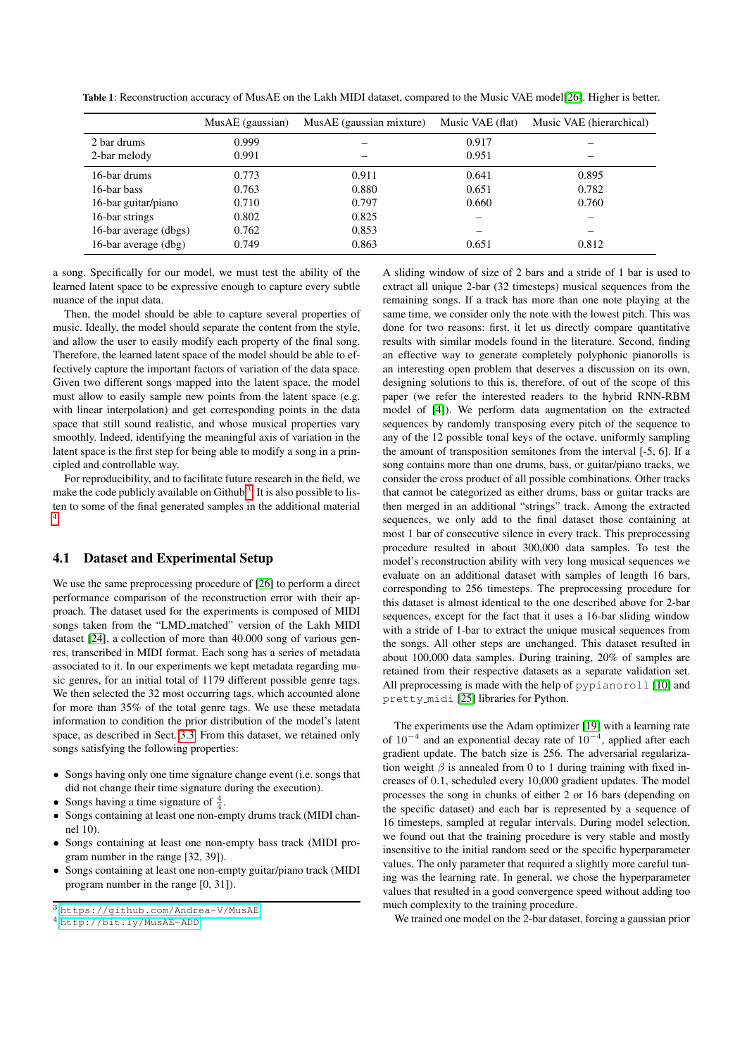**Table 1**: Reconstruction accuracy of MusAE on the Lakh MIDI dataset, compared to the Music VAE model[26]. Higher is better.

| | MusAE (gaussian) | MusAE (gaussian mixture) | Music VAE (flat) | Music VAE (hierarchical) |
|---|---|---|---|---|
| 2 bar drums | 0.999 | – | 0.917 | – |
| 2-bar melody | 0.991 | – | 0.951 | – |
| 16-bar drums | 0.773 | 0.911 | 0.641 | 0.895 |
| 16-bar bass | 0.763 | 0.880 | 0.651 | 0.782 |
| 16-bar guitar/piano | 0.710 | 0.797 | 0.660 | 0.760 |
| 16-bar strings | 0.802 | 0.825 | – | – |
| 16-bar average (dbgs) | 0.762 | 0.853 | – | – |
| 16-bar average (dbg) | 0.749 | 0.863 | 0.651 | 0.812 |

a song. Specifically for our model, we must test the ability of the learned latent space to be expressive enough to capture every subtle nuance of the input data.

Then, the model should be able to capture several properties of music. Ideally, the model should separate the content from the style, and allow the user to easily modify each property of the final song. Therefore, the learned latent space of the model should be able to effectively capture the important factors of variation of the data space. Given two different songs mapped into the latent space, the model must allow to easily sample new points from the latent space (e.g. with linear interpolation) and get corresponding points in the data space that still sound realistic, and whose musical properties vary smoothly. Indeed, identifying the meaningful axis of variation in the latent space is the first step for being able to modify a song in a principled and controllable way.

For reproducibility, and to facilitate future research in the field, we make the code publicly available on Github[3]. It is also possible to listen to some of the final generated samples in the additional material [4].

## 4.1 Dataset and Experimental Setup

We use the same preprocessing procedure of [26] to perform a direct performance comparison of the reconstruction error with their approach. The dataset used for the experiments is composed of MIDI songs taken from the "LMD_matched" version of the Lakh MIDI dataset [24], a collection of more than 40.000 song of various genres, transcribed in MIDI format. Each song has a series of metadata associated to it. In our experiments we kept metadata regarding music genres, for an initial total of 1179 different possible genre tags. We then selected the 32 most occurring tags, which accounted alone for more than 35% of the total genre tags. We use these metadata information to condition the prior distribution of the model's latent space, as described in Sect. 3.3. From this dataset, we retained only songs satisfying the following properties:

- Songs having only one time signature change event (i.e. songs that did not change their time signature during the execution).
- Songs having a time signature of $\frac{4}{4}$.
- Songs containing at least one non-empty drums track (MIDI channel 10).
- Songs containing at least one non-empty bass track (MIDI program number in the range [32, 39]).
- Songs containing at least one non-empty guitar/piano track (MIDI program number in the range [0, 31]).

A sliding window of size of 2 bars and a stride of 1 bar is used to extract all unique 2-bar (32 timesteps) musical sequences from the remaining songs. If a track has more than one note playing at the same time, we consider only the note with the lowest pitch. This was done for two reasons: first, it let us directly compare quantitative results with similar models found in the literature. Second, finding an effective way to generate completely polyphonic pianorolls is an interesting open problem that deserves a discussion on its own, designing solutions to this is, therefore, of out of the scope of this paper (we refer the interested readers to the hybrid RNN-RBM model of [4]). We perform data augmentation on the extracted sequences by randomly transposing every pitch of the sequence to any of the 12 possible tonal keys of the octave, uniformly sampling the amount of transposition semitones from the interval [-5, 6]. If a song contains more than one drums, bass, or guitar/piano tracks, we consider the cross product of all possible combinations. Other tracks that cannot be categorized as either drums, bass or guitar tracks are then merged in an additional "strings" track. Among the extracted sequences, we only add to the final dataset those containing at most 1 bar of consecutive silence in every track. This preprocessing procedure resulted in about 300,000 data samples. To test the model's reconstruction ability with very long musical sequences we evaluate on an additional dataset with samples of length 16 bars, corresponding to 256 timesteps. The preprocessing procedure for this dataset is almost identical to the one described above for 2-bar sequences, except for the fact that it uses a 16-bar sliding window with a stride of 1-bar to extract the unique musical sequences from the songs. All other steps are unchanged. This dataset resulted in about 100,000 data samples. During training, 20% of samples are retained from their respective datasets as a separate validation set. All preprocessing is made with the help of `pypianoroll` [10] and `pretty_midi` [25] libraries for Python.

The experiments use the Adam optimizer [19] with a learning rate of $10^{-4}$ and an exponential decay rate of $10^{-4}$, applied after each gradient update. The batch size is 256. The adversarial regularization weight $\beta$ is annealed from 0 to 1 during training with fixed increases of 0.1, scheduled every 10,000 gradient updates. The model processes the song in chunks of either 2 or 16 bars (depending on the specific dataset) and each bar is represented by a sequence of 16 timesteps, sampled at regular intervals. During model selection, we found out that the training procedure is very stable and mostly insensitive to the initial random seed or the specific hyperparameter values. The only parameter that required a slightly more careful tuning was the learning rate. In general, we chose the hyperparameter values that resulted in a good convergence speed without adding too much complexity to the training procedure.

We trained one model on the 2-bar dataset, forcing a gaussian prior

[3] https://github.com/Andrea-V/MusAE

[4] http://bit.ly/MusAE-ADD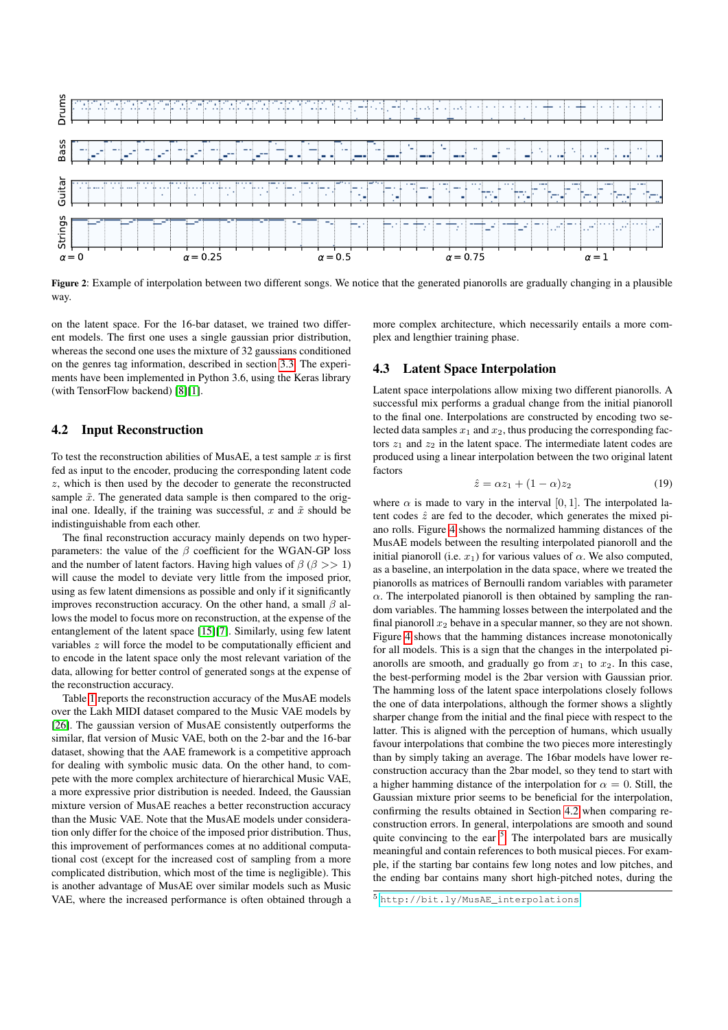Figure 2: Example of interpolation between two different songs. We notice that the generated pianorolls are gradually changing in a plausible way.

on the latent space. For the 16-bar dataset, we trained two different models. The first one uses a single gaussian prior distribution, whereas the second one uses the mixture of 32 gaussians conditioned on the genres tag information, described in section 3.3. The experiments have been implemented in Python 3.6, using the Keras library (with TensorFlow backend) [8][1].

## 4.2 Input Reconstruction

To test the reconstruction abilities of MusAE, a test sample $x$ is first fed as input to the encoder, producing the corresponding latent code $z$, which is then used by the decoder to generate the reconstructed sample $\tilde{x}$. The generated data sample is then compared to the original one. Ideally, if the training was successful, $x$ and $\tilde{x}$ should be indistinguishable from each other.

The final reconstruction accuracy mainly depends on two hyperparameters: the value of the $\beta$ coefficient for the WGAN-GP loss and the number of latent factors. Having high values of $\beta$ ($\beta >> 1$) will cause the model to deviate very little from the imposed prior, using as few latent dimensions as possible and only if it significantly improves reconstruction accuracy. On the other hand, a small $\beta$ allows the model to focus more on reconstruction, at the expense of the entanglement of the latent space [15][7]. Similarly, using few latent variables $z$ will force the model to be computationally efficient and to encode in the latent space only the most relevant variation of the data, allowing for better control of generated songs at the expense of the reconstruction accuracy.

Table 1 reports the reconstruction accuracy of the MusAE models over the Lakh MIDI dataset compared to the Music VAE models by [26]. The gaussian version of MusAE consistently outperforms the similar, flat version of Music VAE, both on the 2-bar and the 16-bar dataset, showing that the AAE framework is a competitive approach for dealing with symbolic music data. On the other hand, to compete with the more complex architecture of hierarchical Music VAE, a more expressive prior distribution is needed. Indeed, the Gaussian mixture version of MusAE reaches a better reconstruction accuracy than the Music VAE. Note that the MusAE models under consideration only differ for the choice of the imposed prior distribution. Thus, this improvement of performances comes at no additional computational cost (except for the increased cost of sampling from a more complicated distribution, which most of the time is negligible). This is another advantage of MusAE over similar models such as Music VAE, where the increased performance is often obtained through a more complex architecture, which necessarily entails a more complex and lengthier training phase.

## 4.3 Latent Space Interpolation

Latent space interpolations allow mixing two different pianorolls. A successful mix performs a gradual change from the initial pianoroll to the final one. Interpolations are constructed by encoding two selected data samples $x_1$ and $x_2$, thus producing the corresponding factors $z_1$ and $z_2$ in the latent space. The intermediate latent codes are produced using a linear interpolation between the two original latent factors

$$\hat{z} = \alpha z_1 + (1 - \alpha) z_2 \tag{19}$$

where $\alpha$ is made to vary in the interval $[0, 1]$. The interpolated latent codes $\hat{z}$ are fed to the decoder, which generates the mixed piano rolls. Figure 4 shows the normalized hamming distances of the MusAE models between the resulting interpolated pianoroll and the initial pianoroll (i.e. $x_1$) for various values of $\alpha$. We also computed, as a baseline, an interpolation in the data space, where we treated the pianorolls as matrices of Bernoulli random variables with parameter $\alpha$. The interpolated pianoroll is then obtained by sampling the random variables. The hamming losses between the interpolated and the final pianoroll $x_2$ behave in a specular manner, so they are not shown. Figure 4 shows that the hamming distances increase monotonically for all models. This is a sign that the changes in the interpolated pianorolls are smooth, and gradually go from $x_1$ to $x_2$. In this case, the best-performing model is the 2bar version with Gaussian prior. The hamming loss of the latent space interpolations closely follows the one of data interpolations, although the former shows a slightly sharper change from the initial and the final piece with respect to the latter. This is aligned with the perception of humans, which usually favour interpolations that combine the two pieces more interestingly than by simply taking an average. The 16bar models have lower reconstruction accuracy than the 2bar model, so they tend to start with a higher hamming distance of the interpolation for $\alpha = 0$. Still, the Gaussian mixture prior seems to be beneficial for the interpolation, confirming the results obtained in Section 4.2 when comparing reconstruction errors. In general, interpolations are smooth and sound quite convincing to the ear [5]. The interpolated bars are musically meaningful and contain references to both musical pieces. For example, if the starting bar contains few long notes and low pitches, and the ending bar contains many short high-pitched notes, during the

[5] http://bit.ly/MusAE_interpolations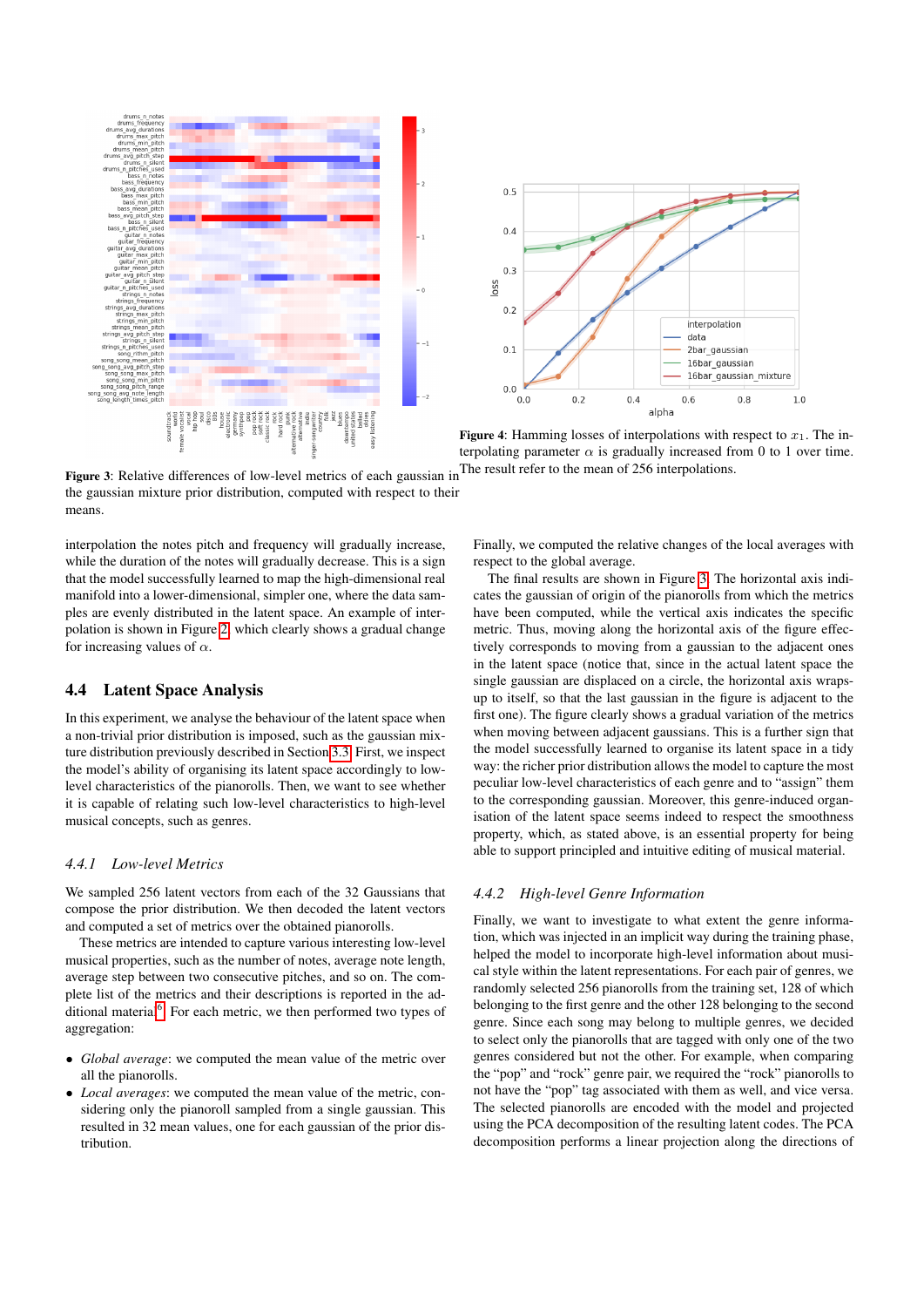Figure 3: Relative differences of low-level metrics of each gaussian in the gaussian mixture prior distribution, computed with respect to their means.

Figure 4: Hamming losses of interpolations with respect to $x_1$. The interpolating parameter $\alpha$ is gradually increased from 0 to 1 over time. The result refer to the mean of 256 interpolations.

interpolation the notes pitch and frequency will gradually increase, while the duration of the notes will gradually decrease. This is a sign that the model successfully learned to map the high-dimensional real manifold into a lower-dimensional, simpler one, where the data samples are evenly distributed in the latent space. An example of interpolation is shown in Figure 2, which clearly shows a gradual change for increasing values of $\alpha$.

## 4.4 Latent Space Analysis

In this experiment, we analyse the behaviour of the latent space when a non-trivial prior distribution is imposed, such as the gaussian mixture distribution previously described in Section 3.3. First, we inspect the model's ability of organising its latent space accordingly to low-level characteristics of the pianorolls. Then, we want to see whether it is capable of relating such low-level characteristics to high-level musical concepts, such as genres.

### 4.4.1 Low-level Metrics

We sampled 256 latent vectors from each of the 32 Gaussians that compose the prior distribution. We then decoded the latent vectors and computed a set of metrics over the obtained pianorolls.

These metrics are intended to capture various interesting low-level musical properties, such as the number of notes, average note length, average step between two consecutive pitches, and so on. The complete list of the metrics and their descriptions is reported in the additional material[6]. For each metric, we then performed two types of aggregation:

- *Global average*: we computed the mean value of the metric over all the pianorolls.
- *Local averages*: we computed the mean value of the metric, considering only the pianoroll sampled from a single gaussian. This resulted in 32 mean values, one for each gaussian of the prior distribution.

Finally, we computed the relative changes of the local averages with respect to the global average.

The final results are shown in Figure 3. The horizontal axis indicates the gaussian of origin of the pianorolls from which the metrics have been computed, while the vertical axis indicates the specific metric. Thus, moving along the horizontal axis of the figure effectively corresponds to moving from a gaussian to the adjacent ones in the latent space (notice that, since in the actual latent space the single gaussian are displaced on a circle, the horizontal axis wraps-up to itself, so that the last gaussian in the figure is adjacent to the first one). The figure clearly shows a gradual variation of the metrics when moving between adjacent gaussians. This is a further sign that the model successfully learned to organise its latent space in a tidy way: the richer prior distribution allows the model to capture the most peculiar low-level characteristics of each genre and to "assign" them to the corresponding gaussian. Moreover, this genre-induced organisation of the latent space seems indeed to respect the smoothness property, which, as stated above, is an essential property for being able to support principled and intuitive editing of musical material.

### 4.4.2 High-level Genre Information

Finally, we want to investigate to what extent the genre information, which was injected in an implicit way during the training phase, helped the model to incorporate high-level information about musical style within the latent representations. For each pair of genres, we randomly selected 256 pianorolls from the training set, 128 of which belonging to the first genre and the other 128 belonging to the second genre. Since each song may belong to multiple genres, we decided to select only the pianorolls that are tagged with only one of the two genres considered but not the other. For example, when comparing the "pop" and "rock" genre pair, we required the "rock" pianorolls to not have the "pop" tag associated with them as well, and vice versa. The selected pianorolls are encoded with the model and projected using the PCA decomposition of the resulting latent codes. The PCA decomposition performs a linear projection along the directions of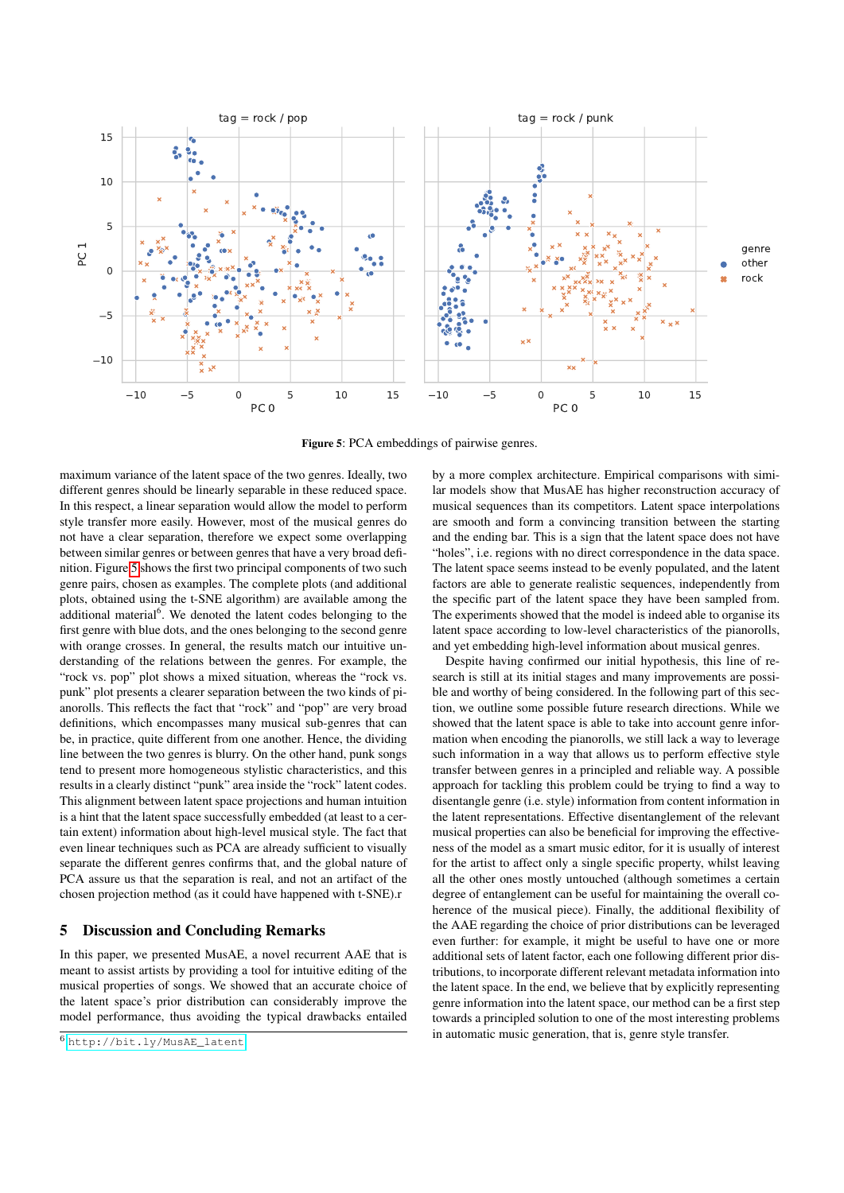**Figure 5**: PCA embeddings of pairwise genres.

maximum variance of the latent space of the two genres. Ideally, two different genres should be linearly separable in these reduced space. In this respect, a linear separation would allow the model to perform style transfer more easily. However, most of the musical genres do not have a clear separation, therefore we expect some overlapping between similar genres or between genres that have a very broad definition. Figure 5 shows the first two principal components of two such genre pairs, chosen as examples. The complete plots (and additional plots, obtained using the t-SNE algorithm) are available among the additional material[6]. We denoted the latent codes belonging to the first genre with blue dots, and the ones belonging to the second genre with orange crosses. In general, the results match our intuitive understanding of the relations between the genres. For example, the "rock vs. pop" plot shows a mixed situation, whereas the "rock vs. punk" plot presents a clearer separation between the two kinds of pianorolls. This reflects the fact that "rock" and "pop" are very broad definitions, which encompasses many musical sub-genres that can be, in practice, quite different from one another. Hence, the dividing line between the two genres is blurry. On the other hand, punk songs tend to present more homogeneous stylistic characteristics, and this results in a clearly distinct "punk" area inside the "rock" latent codes. This alignment between latent space projections and human intuition is a hint that the latent space successfully embedded (at least to a certain extent) information about high-level musical style. The fact that even linear techniques such as PCA are already sufficient to visually separate the different genres confirms that, and the global nature of PCA assure us that the separation is real, and not an artifact of the chosen projection method (as it could have happened with t-SNE).r

## 5 Discussion and Concluding Remarks

In this paper, we presented MusAE, a novel recurrent AAE that is meant to assist artists by providing a tool for intuitive editing of the musical properties of songs. We showed that an accurate choice of the latent space's prior distribution can considerably improve the model performance, thus avoiding the typical drawbacks entailed by a more complex architecture. Empirical comparisons with similar models show that MusAE has higher reconstruction accuracy of musical sequences than its competitors. Latent space interpolations are smooth and form a convincing transition between the starting and the ending bar. This is a sign that the latent space does not have "holes", i.e. regions with no direct correspondence in the data space. The latent space seems instead to be evenly populated, and the latent factors are able to generate realistic sequences, independently from the specific part of the latent space they have been sampled from. The experiments showed that the model is indeed able to organise its latent space according to low-level characteristics of the pianorolls, and yet embedding high-level information about musical genres.

Despite having confirmed our initial hypothesis, this line of research is still at its initial stages and many improvements are possible and worthy of being considered. In the following part of this section, we outline some possible future research directions. While we showed that the latent space is able to take into account genre information when encoding the pianorolls, we still lack a way to leverage such information in a way that allows us to perform effective style transfer between genres in a principled and reliable way. A possible approach for tackling this problem could be trying to find a way to disentangle genre (i.e. style) information from content information in the latent representations. Effective disentanglement of the relevant musical properties can also be beneficial for improving the effectiveness of the model as a smart music editor, for it is usually of interest for the artist to affect only a single specific property, whilst leaving all the other ones mostly untouched (although sometimes a certain degree of entanglement can be useful for maintaining the overall coherence of the musical piece). Finally, the additional flexibility of the AAE regarding the choice of prior distributions can be leveraged even further: for example, it might be useful to have one or more additional sets of latent factor, each one following different prior distributions, to incorporate different relevant metadata information into the latent space. In the end, we believe that by explicitly representing genre information into the latent space, our method can be a first step towards a principled solution to one of the most interesting problems in automatic music generation, that is, genre style transfer.

[6] http://bit.ly/MusAE_latent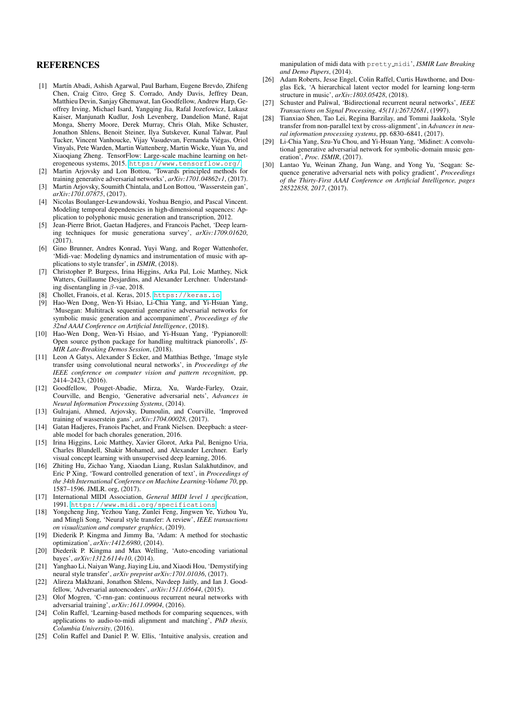## REFERENCES

[1] Martín Abadi, Ashish Agarwal, Paul Barham, Eugene Brevdo, Zhifeng Chen, Craig Citro, Greg S. Corrado, Andy Davis, Jeffrey Dean, Matthieu Devin, Sanjay Ghemawat, Ian Goodfellow, Andrew Harp, Geoffrey Irving, Michael Isard, Yangqing Jia, Rafal Jozefowicz, Lukasz Kaiser, Manjunath Kudlur, Josh Levenberg, Dandelion Mané, Rajat Monga, Sherry Moore, Derek Murray, Chris Olah, Mike Schuster, Jonathon Shlens, Benoit Steiner, Ilya Sutskever, Kunal Talwar, Paul Tucker, Vincent Vanhoucke, Vijay Vasudevan, Fernanda Viégas, Oriol Vinyals, Pete Warden, Martin Wattenberg, Martin Wicke, Yuan Yu, and Xiaoqiang Zheng. TensorFlow: Large-scale machine learning on heterogeneous systems, 2015. https://www.tensorflow.org/

[2] Martin Arjovsky and Lon Bottou, 'Towards principled methods for training generative adversarial networks', *arXiv:1701.04862v1*, (2017).

[3] Martin Arjovsky, Soumith Chintala, and Lon Bottou, 'Wasserstein gan', *arXiv:1701.07875*, (2017).

[4] Nicolas Boulanger-Lewandowski, Yoshua Bengio, and Pascal Vincent. Modeling temporal dependencies in high-dimensional sequences: Application to polyphonic music generation and transcription, 2012.

[5] Jean-Pierre Briot, Gaetan Hadjeres, and Francois Pachet, 'Deep learning techniques for music generationa survey', *arXiv:1709.01620*, (2017).

[6] Gino Brunner, Andres Konrad, Yuyi Wang, and Roger Wattenhofer, 'Midi-vae: Modeling dynamics and instrumentation of music with applications to style transfer', in *ISMIR*, (2018).

[7] Christopher P. Burgess, Irina Higgins, Arka Pal, Loic Matthey, Nick Watters, Guillaume Desjardins, and Alexander Lerchner. Understanding disentangling in $\beta$-vae, 2018.

[8] Chollet, Franois, et al. Keras, 2015. https://keras.io

[9] Hao-Wen Dong, Wen-Yi Hsiao, Li-Chia Yang, and Yi-Hsuan Yang, 'Musegan: Multitrack sequential generative adversarial networks for symbolic music generation and accompaniment', *Proceedings of the 32nd AAAI Conference on Artificial Intelligence*, (2018).

[10] Hao-Wen Dong, Wen-Yi Hsiao, and Yi-Hsuan Yang, 'Pypianoroll: Open source python package for handling multitrack pianorolls', *ISMIR Late-Breaking Demos Session*, (2018).

[11] Leon A Gatys, Alexander S Ecker, and Matthias Bethge, 'Image style transfer using convolutional neural networks', in *Proceedings of the IEEE conference on computer vision and pattern recognition*, pp. 2414–2423, (2016).

[12] Goodfellow, Pouget-Abadie, Mirza, Xu, Warde-Farley, Ozair, Courville, and Bengio, 'Generative adversarial nets', *Advances in Neural Information Processing Systems*, (2014).

[13] Gulrajani, Ahmed, Arjovsky, Dumoulin, and Courville, 'Improved training of wasserstein gans', *arXiv:1704.00028*, (2017).

[14] Gatan Hadjeres, Franois Pachet, and Frank Nielsen. Deepbach: a steerable model for bach chorales generation, 2016.

[15] Irina Higgins, Loic Matthey, Xavier Glorot, Arka Pal, Benigno Uria, Charles Blundell, Shakir Mohamed, and Alexander Lerchner. Early visual concept learning with unsupervised deep learning, 2016.

[16] Zhiting Hu, Zichao Yang, Xiaodan Liang, Ruslan Salakhutdinov, and Eric P Xing, 'Toward controlled generation of text', in *Proceedings of the 34th International Conference on Machine Learning-Volume 70*, pp. 1587–1596. JMLR. org, (2017).

[17] International MIDI Association, *General MIDI level 1 specification*, 1991. https://www.midi.org/specifications

[18] Yongcheng Jing, Yezhou Yang, Zunlei Feng, Jingwen Ye, Yizhou Yu, and Mingli Song, 'Neural style transfer: A review', *IEEE transactions on visualization and computer graphics*, (2019).

[19] Diederik P. Kingma and Jimmy Ba, 'Adam: A method for stochastic optimization', *arXiv:1412.6980*, (2014).

[20] Diederik P. Kingma and Max Welling, 'Auto-encoding variational bayes', *arXiv:1312.6114v10*, (2014).

[21] Yanghao Li, Naiyan Wang, Jiaying Liu, and Xiaodi Hou, 'Demystifying neural style transfer', *arXiv preprint arXiv:1701.01036*, (2017).

[22] Alireza Makhzani, Jonathon Shlens, Navdeep Jaitly, and Ian J. Goodfellow, 'Adversarial autoencoders', *arXiv:1511.05644*, (2015).

[23] Olof Mogren, 'C-rnn-gan: continuous recurrent neural networks with adversarial training', *arXiv:1611.09904*, (2016).

[24] Colin Raffel, 'Learning-based methods for comparing sequences, with applications to audio-to-midi alignment and matching', *PhD thesis, Columbia University*, (2016).

[25] Colin Raffel and Daniel P. W. Ellis, 'Intuitive analysis, creation and manipulation of midi data with pretty_midi', *ISMIR Late Breaking and Demo Papers*, (2014).

[26] Adam Roberts, Jesse Engel, Colin Raffel, Curtis Hawthorne, and Douglas Eck, 'A hierarchical latent vector model for learning long-term structure in music', *arXiv:1803.05428*, (2018).

[27] Schuster and Paliwal, 'Bidirectional recurrent neural networks', *IEEE Transactions on Signal Processing, 45(11):26732681*, (1997).

[28] Tianxiao Shen, Tao Lei, Regina Barzilay, and Tommi Jaakkola, 'Style transfer from non-parallel text by cross-alignment', in *Advances in neural information processing systems*, pp. 6830–6841, (2017).

[29] Li-Chia Yang, Szu-Yu Chou, and Yi-Hsuan Yang, 'Midinet: A convolutional generative adversarial network for symbolic-domain music generation', *Proc. ISMIR*, (2017).

[30] Lantao Yu, Weinan Zhang, Jun Wang, and Yong Yu, 'Seqgan: Sequence generative adversarial nets with policy gradient', *Proceedings of the Thirty-First AAAI Conference on Artificial Intelligence, pages 28522858, 2017*, (2017).